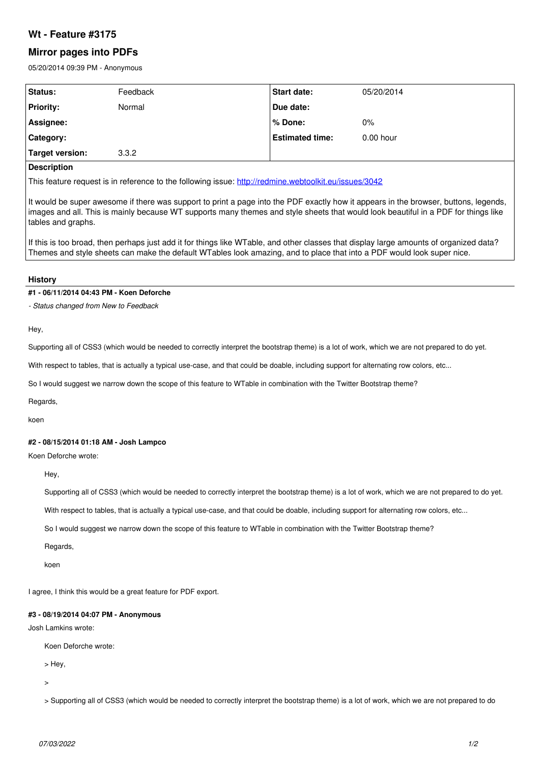# Wt - Feature #3175

## Mirror pages into PDFs

05/20/2014 09:39 PM - Anonymous

| | | | |
|---|---|---|---|
| **Status:** | Feedback | **Start date:** | 05/20/2014 |
| **Priority:** | Normal | **Due date:** | |
| **Assignee:** | | **% Done:** | 0% |
| **Category:** | | **Estimated time:** | 0.00 hour |
| **Target version:** | 3.3.2 | | |

**Description**

This feature request is in reference to the following issue: http://redmine.webtoolkit.eu/issues/3042

It would be super awesome if there was support to print a page into the PDF exactly how it appears in the browser, buttons, legends, images and all. This is mainly because WT supports many themes and style sheets that would look beautiful in a PDF for things like tables and graphs.

If this is too broad, then perhaps just add it for things like WTable, and other classes that display large amounts of organized data? Themes and style sheets can make the default WTables look amazing, and to place that into a PDF would look super nice.

### History

#### #1 - 06/11/2014 04:43 PM - Koen Deforche

*- Status changed from New to Feedback*

Hey,

Supporting all of CSS3 (which would be needed to correctly interpret the bootstrap theme) is a lot of work, which we are not prepared to do yet.

With respect to tables, that is actually a typical use-case, and that could be doable, including support for alternating row colors, etc...

So I would suggest we narrow down the scope of this feature to WTable in combination with the Twitter Bootstrap theme?

Regards,

koen

#### #2 - 08/15/2014 01:18 AM - Josh Lampco

Koen Deforche wrote:

> Hey,
>
> Supporting all of CSS3 (which would be needed to correctly interpret the bootstrap theme) is a lot of work, which we are not prepared to do yet.
>
> With respect to tables, that is actually a typical use-case, and that could be doable, including support for alternating row colors, etc...
>
> So I would suggest we narrow down the scope of this feature to WTable in combination with the Twitter Bootstrap theme?
>
> Regards,
>
> koen

I agree, I think this would be a great feature for PDF export.

#### #3 - 08/19/2014 04:07 PM - Anonymous

Josh Lamkins wrote:

> Koen Deforche wrote:
>
> > Hey,
>
> >
>
> > Supporting all of CSS3 (which would be needed to correctly interpret the bootstrap theme) is a lot of work, which we are not prepared to do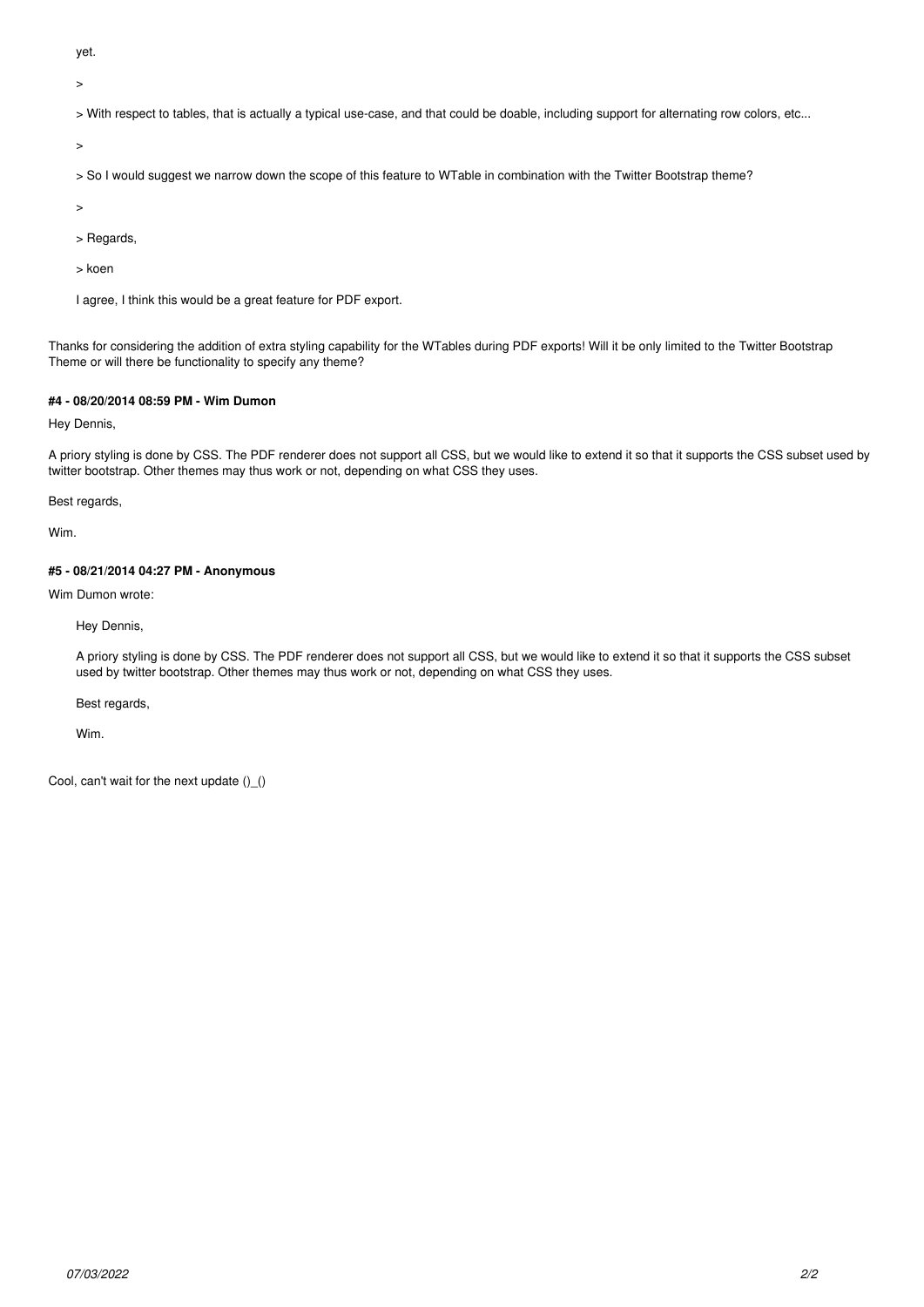> yet.
>
> >
>
> > With respect to tables, that is actually a typical use-case, and that could be doable, including support for alternating row colors, etc...
>
> >
>
> > So I would suggest we narrow down the scope of this feature to WTable in combination with the Twitter Bootstrap theme?
>
> >
>
> > Regards,
>
> > koen
>
> I agree, I think this would be a great feature for PDF export.

Thanks for considering the addition of extra styling capability for the WTables during PDF exports! Will it be only limited to the Twitter Bootstrap Theme or will there be functionality to specify any theme?

#### #4 - 08/20/2014 08:59 PM - Wim Dumon

Hey Dennis,

A priory styling is done by CSS. The PDF renderer does not support all CSS, but we would like to extend it so that it supports the CSS subset used by twitter bootstrap. Other themes may thus work or not, depending on what CSS they uses.

Best regards,

Wim.

#### #5 - 08/21/2014 04:27 PM - Anonymous

Wim Dumon wrote:

> Hey Dennis,
>
> A priory styling is done by CSS. The PDF renderer does not support all CSS, but we would like to extend it so that it supports the CSS subset used by twitter bootstrap. Other themes may thus work or not, depending on what CSS they uses.
>
> Best regards,
>
> Wim.

Cool, can't wait for the next update ()_()